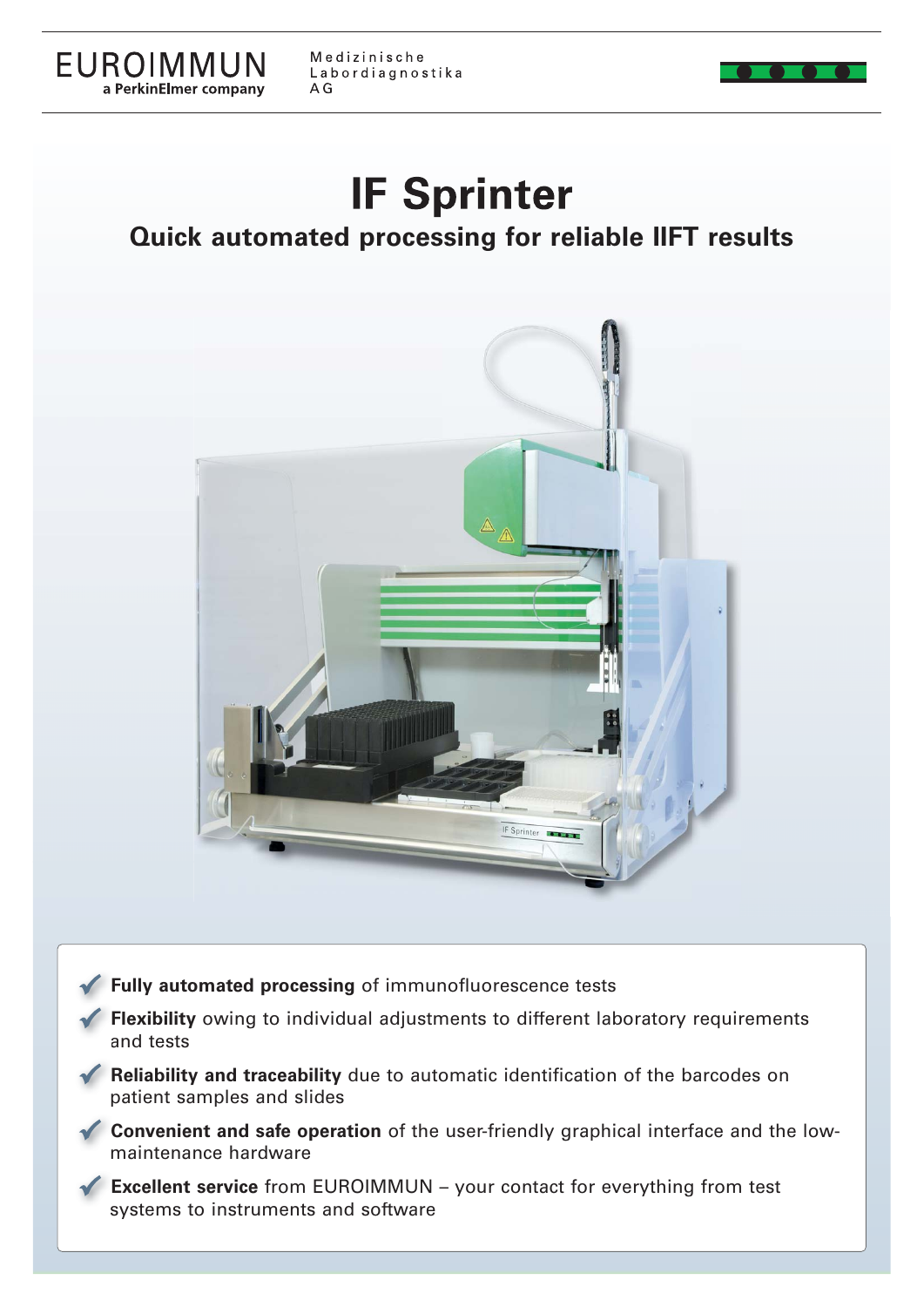EUROIMMUN
a PerkinElmer company

Medizinische Labordiagnostika AG

# IF Sprinter

## Quick automated processing for reliable IIFT results

- **Fully automated processing** of immunofluorescence tests
- **Flexibility** owing to individual adjustments to different laboratory requirements and tests
- **Reliability and traceability** due to automatic identification of the barcodes on patient samples and slides
- **Convenient and safe operation** of the user-friendly graphical interface and the low-maintenance hardware
- **Excellent service** from EUROIMMUN – your contact for everything from test systems to instruments and software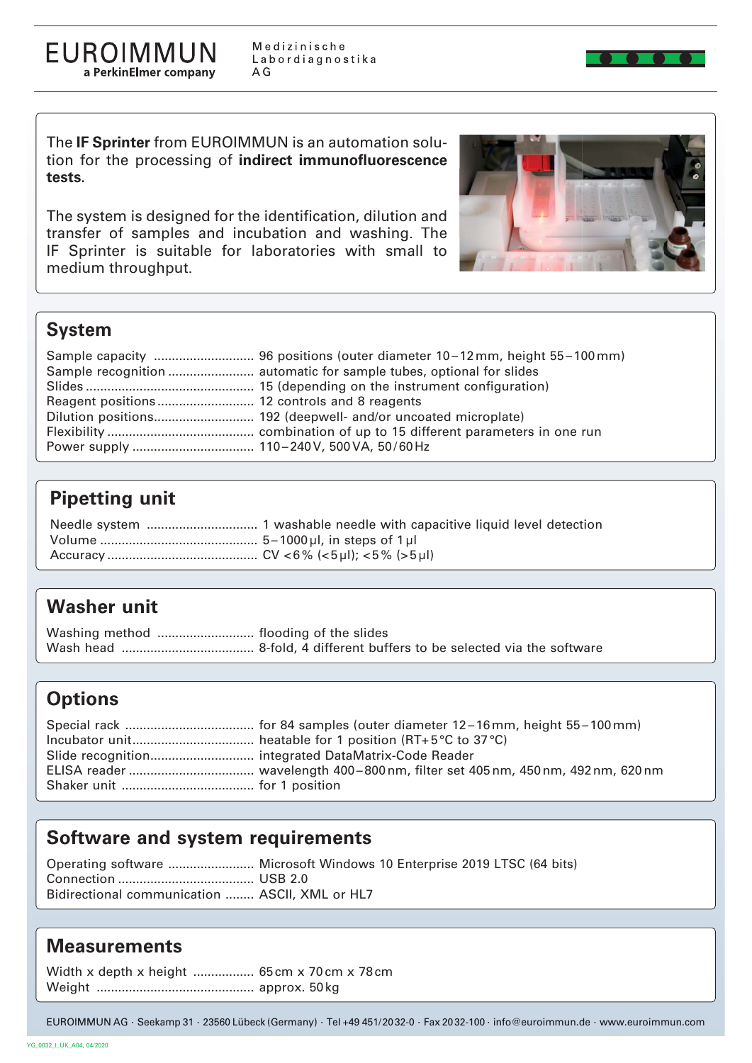The **IF Sprinter** from EUROIMMUN is an automation solution for the processing of **indirect immunofluorescence tests**.

The system is designed for the identification, dilution and transfer of samples and incubation and washing. The IF Sprinter is suitable for laboratories with small to medium throughput.

## System

| | |
|---|---|
| Sample capacity | 96 positions (outer diameter 10–12 mm, height 55–100 mm) |
| Sample recognition | automatic for sample tubes, optional for slides |
| Slides | 15 (depending on the instrument configuration) |
| Reagent positions | 12 controls and 8 reagents |
| Dilution positions | 192 (deepwell- and/or uncoated microplate) |
| Flexibility | combination of up to 15 different parameters in one run |
| Power supply | 110–240 V, 500 VA, 50/60 Hz |

## Pipetting unit

| | |
|---|---|
| Needle system | 1 washable needle with capacitive liquid level detection |
| Volume | 5–1000 µl, in steps of 1 µl |
| Accuracy | CV <6 % (<5 µl); <5 % (>5 µl) |

## Washer unit

| | |
|---|---|
| Washing method | flooding of the slides |
| Wash head | 8-fold, 4 different buffers to be selected via the software |

## Options

| | |
|---|---|
| Special rack | for 84 samples (outer diameter 12–16 mm, height 55–100 mm) |
| Incubator unit | heatable for 1 position (RT+5 °C to 37 °C) |
| Slide recognition | integrated DataMatrix-Code Reader |
| ELISA reader | wavelength 400–800 nm, filter set 405 nm, 450 nm, 492 nm, 620 nm |
| Shaker unit | for 1 position |

## Software and system requirements

| | |
|---|---|
| Operating software | Microsoft Windows 10 Enterprise 2019 LTSC (64 bits) |
| Connection | USB 2.0 |
| Bidirectional communication | ASCII, XML or HL7 |

## Measurements

| | |
|---|---|
| Width x depth x height | 65 cm x 70 cm x 78 cm |
| Weight | approx. 50 kg |

EUROIMMUN AG · Seekamp 31 · 23560 Lübeck (Germany) · Tel +49 451/20 32-0 · Fax 20 32-100 · info@euroimmun.de · www.euroimmun.com

YG_0032_I_UK_A04, 04/2020